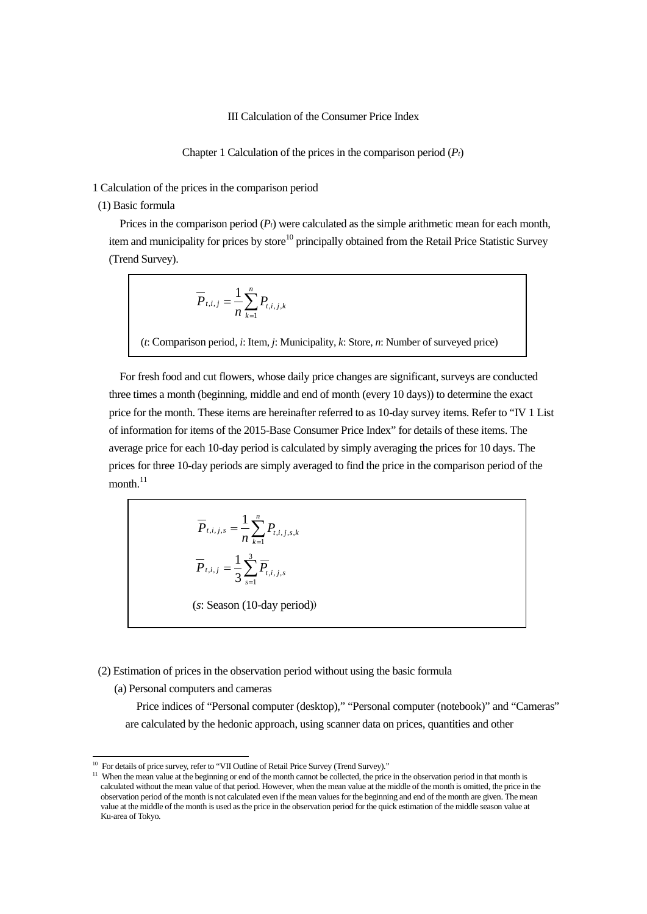# III Calculation of the Consumer Price Index

## Chapter 1 Calculation of the prices in the comparison period ($P_t$)

### 1 Calculation of the prices in the comparison period

#### (1) Basic formula

Prices in the comparison period ($P_t$) were calculated as the simple arithmetic mean for each month, item and municipality for prices by store[10] principally obtained from the Retail Price Statistic Survey (Trend Survey).

$$\overline{P}_{t,i,j} = \frac{1}{n}\sum_{k=1}^{n} P_{t,i,j,k}$$

($t$: Comparison period, $i$: Item, $j$: Municipality, $k$: Store, $n$: Number of surveyed price)

For fresh food and cut flowers, whose daily price changes are significant, surveys are conducted three times a month (beginning, middle and end of month (every 10 days)) to determine the exact price for the month. These items are hereinafter referred to as 10-day survey items. Refer to "IV 1 List of information for items of the 2015-Base Consumer Price Index" for details of these items. The average price for each 10-day period is calculated by simply averaging the prices for 10 days. The prices for three 10-day periods are simply averaged to find the price in the comparison period of the month.[11]

$$\overline{P}_{t,i,j,s} = \frac{1}{n}\sum_{k=1}^{n} P_{t,i,j,s,k}$$

$$\overline{P}_{t,i,j} = \frac{1}{3}\sum_{s=1}^{3} \overline{P}_{t,i,j,s}$$

($s$: Season (10-day period))

#### (2) Estimation of prices in the observation period without using the basic formula

(a) Personal computers and cameras

Price indices of "Personal computer (desktop)," "Personal computer (notebook)" and "Cameras" are calculated by the hedonic approach, using scanner data on prices, quantities and other

---

[10] For details of price survey, refer to "VII Outline of Retail Price Survey (Trend Survey)."

[11] When the mean value at the beginning or end of the month cannot be collected, the price in the observation period in that month is calculated without the mean value of that period. However, when the mean value at the middle of the month is omitted, the price in the observation period of the month is not calculated even if the mean values for the beginning and end of the month are given. The mean value at the middle of the month is used as the price in the observation period for the quick estimation of the middle season value at Ku-area of Tokyo.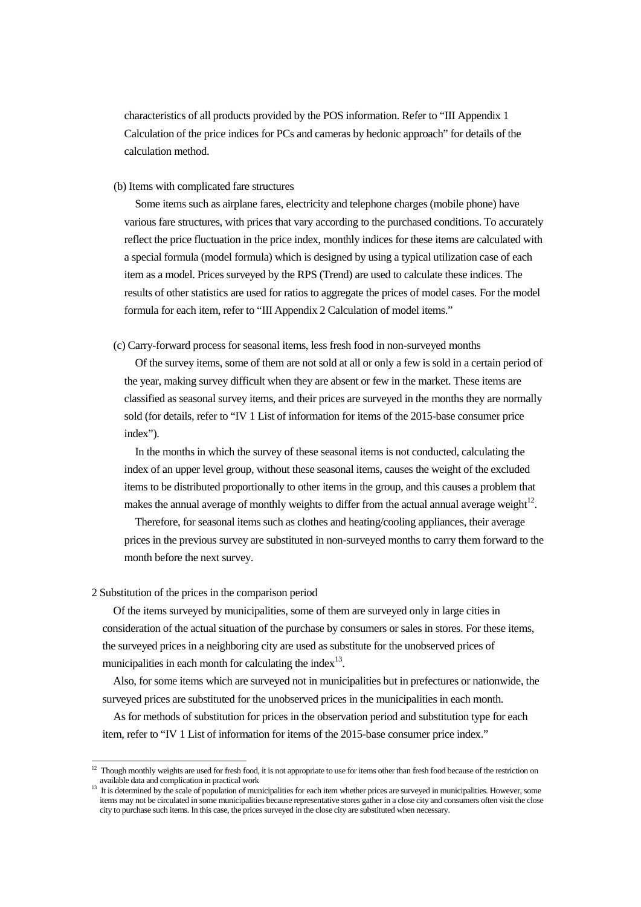characteristics of all products provided by the POS information. Refer to "III Appendix 1 Calculation of the price indices for PCs and cameras by hedonic approach" for details of the calculation method.

(b) Items with complicated fare structures

Some items such as airplane fares, electricity and telephone charges (mobile phone) have various fare structures, with prices that vary according to the purchased conditions. To accurately reflect the price fluctuation in the price index, monthly indices for these items are calculated with a special formula (model formula) which is designed by using a typical utilization case of each item as a model. Prices surveyed by the RPS (Trend) are used to calculate these indices. The results of other statistics are used for ratios to aggregate the prices of model cases. For the model formula for each item, refer to "III Appendix 2 Calculation of model items."

(c) Carry-forward process for seasonal items, less fresh food in non-surveyed months

Of the survey items, some of them are not sold at all or only a few is sold in a certain period of the year, making survey difficult when they are absent or few in the market. These items are classified as seasonal survey items, and their prices are surveyed in the months they are normally sold (for details, refer to "IV 1 List of information for items of the 2015-base consumer price index").

In the months in which the survey of these seasonal items is not conducted, calculating the index of an upper level group, without these seasonal items, causes the weight of the excluded items to be distributed proportionally to other items in the group, and this causes a problem that makes the annual average of monthly weights to differ from the actual annual average weight[12].

Therefore, for seasonal items such as clothes and heating/cooling appliances, their average prices in the previous survey are substituted in non-surveyed months to carry them forward to the month before the next survey.

2 Substitution of the prices in the comparison period

Of the items surveyed by municipalities, some of them are surveyed only in large cities in consideration of the actual situation of the purchase by consumers or sales in stores. For these items, the surveyed prices in a neighboring city are used as substitute for the unobserved prices of municipalities in each month for calculating the index[13].

Also, for some items which are surveyed not in municipalities but in prefectures or nationwide, the surveyed prices are substituted for the unobserved prices in the municipalities in each month.

As for methods of substitution for prices in the observation period and substitution type for each item, refer to "IV 1 List of information for items of the 2015-base consumer price index."

---

[12] Though monthly weights are used for fresh food, it is not appropriate to use for items other than fresh food because of the restriction on available data and complication in practical work

[13] It is determined by the scale of population of municipalities for each item whether prices are surveyed in municipalities. However, some items may not be circulated in some municipalities because representative stores gather in a close city and consumers often visit the close city to purchase such items. In this case, the prices surveyed in the close city are substituted when necessary.